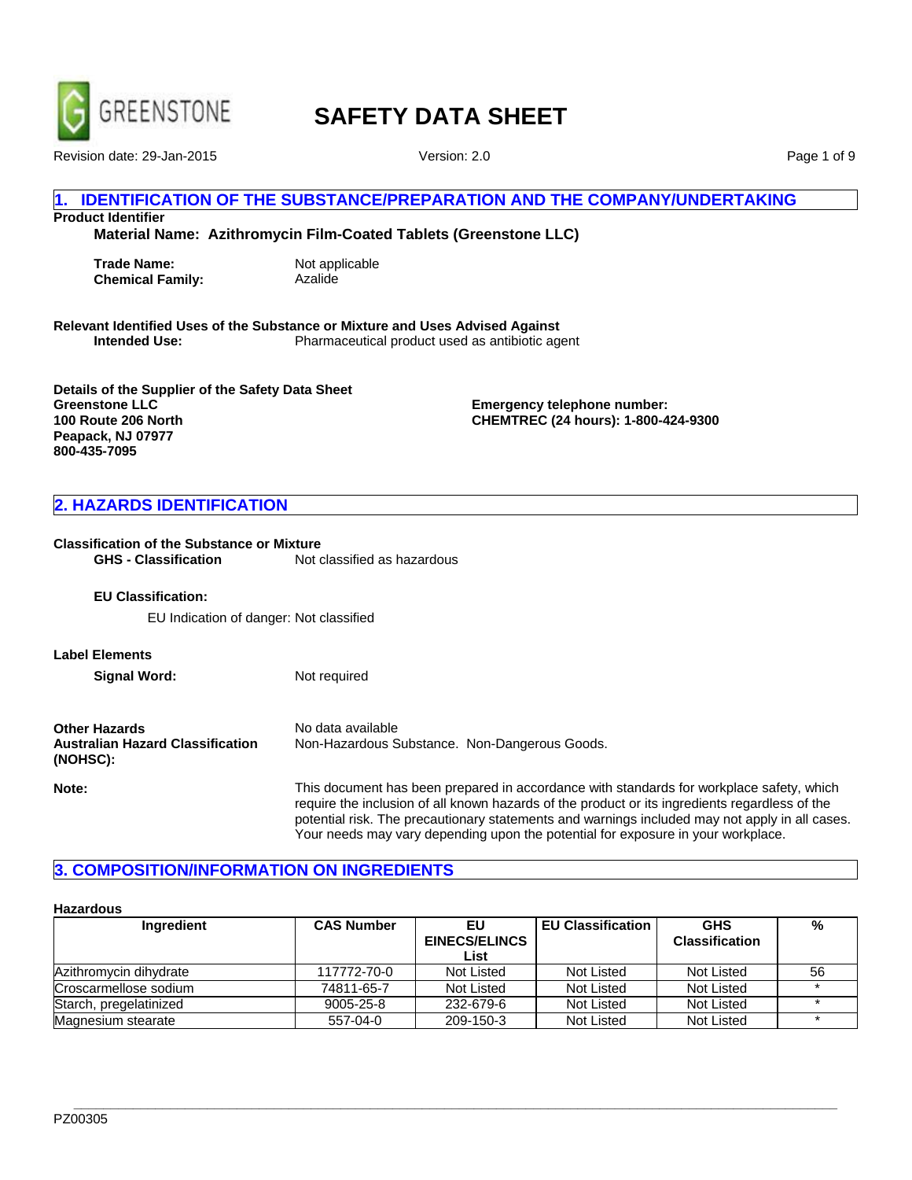# SAFETY DATA SHEET

Revision date: 29-Jan-2015 Version: 2.0

## 1. IDENTIFICATION OF THE SUBSTANCE/PREPARATION AND THE COMPANY/UNDERTAKING

**Product Identifier**

**Material Name: Azithromycin Film-Coated Tablets (Greenstone LLC)**

**Trade Name:** Not applicable
**Chemical Family:** Azalide

**Relevant Identified Uses of the Substance or Mixture and Uses Advised Against**
**Intended Use:** Pharmaceutical product used as antibiotic agent

**Details of the Supplier of the Safety Data Sheet**
**Greenstone LLC**
**100 Route 206 North**
**Peapack, NJ 07977**
**800-435-7095**

**Emergency telephone number:**
**CHEMTREC (24 hours): 1-800-424-9300**

## 2. HAZARDS IDENTIFICATION

**Classification of the Substance or Mixture**
**GHS - Classification** Not classified as hazardous

**EU Classification:**

EU Indication of danger: Not classified

**Label Elements**

**Signal Word:** Not required

**Other Hazards** No data available
**Australian Hazard Classification (NOHSC):** Non-Hazardous Substance. Non-Dangerous Goods.

**Note:** This document has been prepared in accordance with standards for workplace safety, which require the inclusion of all known hazards of the product or its ingredients regardless of the potential risk. The precautionary statements and warnings included may not apply in all cases. Your needs may vary depending upon the potential for exposure in your workplace.

## 3. COMPOSITION/INFORMATION ON INGREDIENTS

**Hazardous**

| Ingredient | CAS Number | EU EINECS/ELINCS List | EU Classification | GHS Classification | % |
|---|---|---|---|---|---|
| Azithromycin dihydrate | 117772-70-0 | Not Listed | Not Listed | Not Listed | 56 |
| Croscarmellose sodium | 74811-65-7 | Not Listed | Not Listed | Not Listed | * |
| Starch, pregelatinized | 9005-25-8 | 232-679-6 | Not Listed | Not Listed | * |
| Magnesium stearate | 557-04-0 | 209-150-3 | Not Listed | Not Listed | * |

PZ00305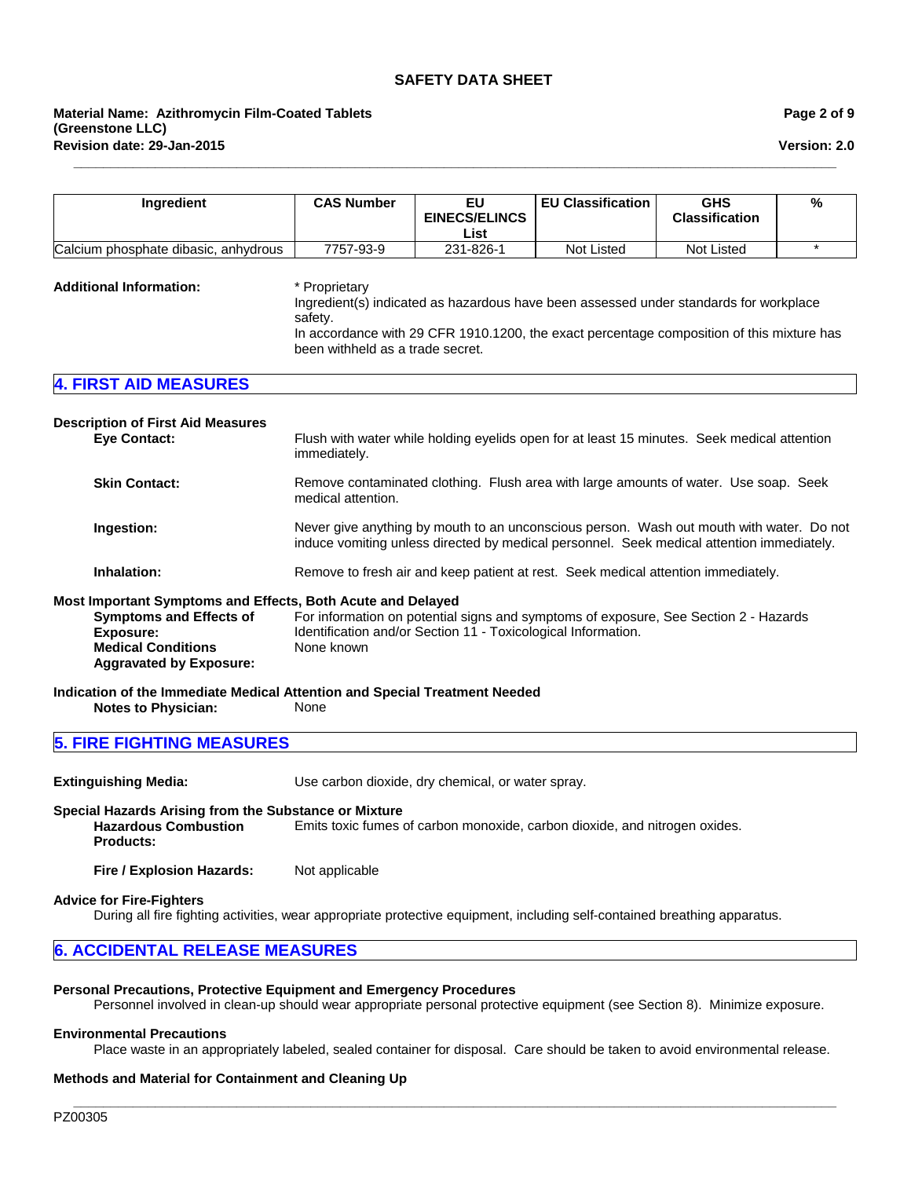| Ingredient | CAS Number | EU EINECS/ELINCS List | EU Classification | GHS Classification | % |
|---|---|---|---|---|---|
| Calcium phosphate dibasic, anhydrous | 7757-93-9 | 231-826-1 | Not Listed | Not Listed | * |

**Additional Information:** * Proprietary
Ingredient(s) indicated as hazardous have been assessed under standards for workplace safety.
In accordance with 29 CFR 1910.1200, the exact percentage composition of this mixture has been withheld as a trade secret.

## 4. FIRST AID MEASURES

**Description of First Aid Measures**

**Eye Contact:** Flush with water while holding eyelids open for at least 15 minutes. Seek medical attention immediately.

**Skin Contact:** Remove contaminated clothing. Flush area with large amounts of water. Use soap. Seek medical attention.

**Ingestion:** Never give anything by mouth to an unconscious person. Wash out mouth with water. Do not induce vomiting unless directed by medical personnel. Seek medical attention immediately.

**Inhalation:** Remove to fresh air and keep patient at rest. Seek medical attention immediately.

**Most Important Symptoms and Effects, Both Acute and Delayed**

**Symptoms and Effects of Exposure:** For information on potential signs and symptoms of exposure, See Section 2 - Hazards Identification and/or Section 11 - Toxicological Information.

**Medical Conditions Aggravated by Exposure:** None known

**Indication of the Immediate Medical Attention and Special Treatment Needed**

**Notes to Physician:** None

## 5. FIRE FIGHTING MEASURES

**Extinguishing Media:** Use carbon dioxide, dry chemical, or water spray.

**Special Hazards Arising from the Substance or Mixture**

**Hazardous Combustion Products:** Emits toxic fumes of carbon monoxide, carbon dioxide, and nitrogen oxides.

**Fire / Explosion Hazards:** Not applicable

**Advice for Fire-Fighters**

During all fire fighting activities, wear appropriate protective equipment, including self-contained breathing apparatus.

## 6. ACCIDENTAL RELEASE MEASURES

**Personal Precautions, Protective Equipment and Emergency Procedures**

Personnel involved in clean-up should wear appropriate personal protective equipment (see Section 8). Minimize exposure.

**Environmental Precautions**

Place waste in an appropriately labeled, sealed container for disposal. Care should be taken to avoid environmental release.

**Methods and Material for Containment and Cleaning Up**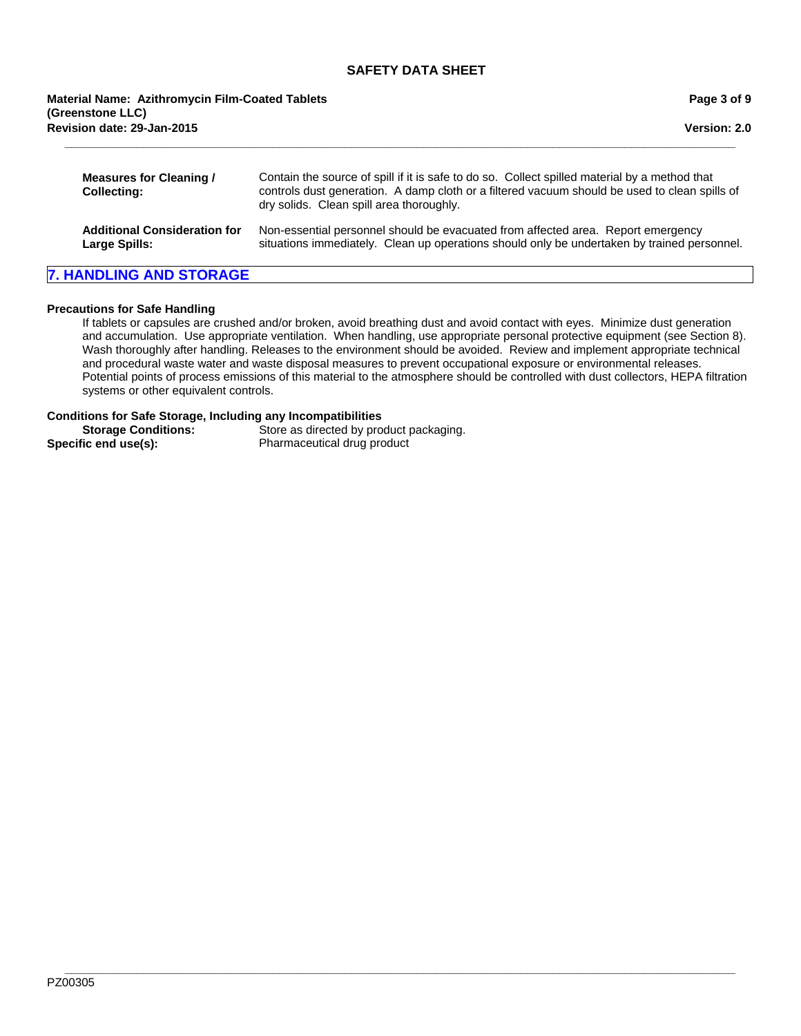**Measures for Cleaning / Collecting:** Contain the source of spill if it is safe to do so. Collect spilled material by a method that controls dust generation. A damp cloth or a filtered vacuum should be used to clean spills of dry solids. Clean spill area thoroughly.

**Additional Consideration for Large Spills:** Non-essential personnel should be evacuated from affected area. Report emergency situations immediately. Clean up operations should only be undertaken by trained personnel.

## 7. HANDLING AND STORAGE

**Precautions for Safe Handling**

If tablets or capsules are crushed and/or broken, avoid breathing dust and avoid contact with eyes. Minimize dust generation and accumulation. Use appropriate ventilation. When handling, use appropriate personal protective equipment (see Section 8). Wash thoroughly after handling. Releases to the environment should be avoided. Review and implement appropriate technical and procedural waste water and waste disposal measures to prevent occupational exposure or environmental releases. Potential points of process emissions of this material to the atmosphere should be controlled with dust collectors, HEPA filtration systems or other equivalent controls.

**Conditions for Safe Storage, Including any Incompatibilities**

**Storage Conditions:** Store as directed by product packaging.

**Specific end use(s):** Pharmaceutical drug product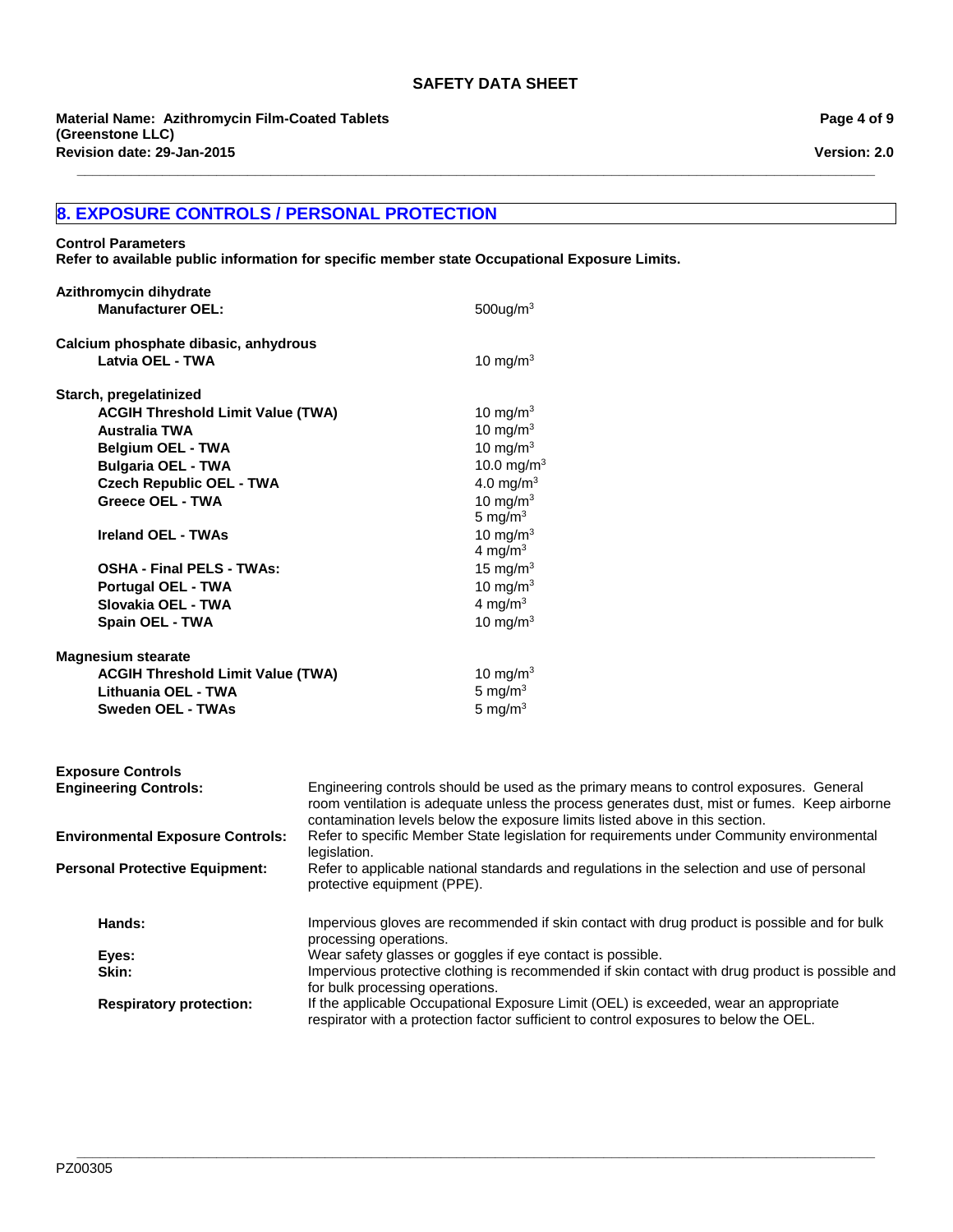## 8. EXPOSURE CONTROLS / PERSONAL PROTECTION

**Control Parameters**
**Refer to available public information for specific member state Occupational Exposure Limits.**

**Azithromycin dihydrate**

| | |
|---|---|
| **Manufacturer OEL:** | 500ug/m$^3$ |

**Calcium phosphate dibasic, anhydrous**

| | |
|---|---|
| **Latvia OEL - TWA** | 10 mg/m$^3$ |

**Starch, pregelatinized**

| | |
|---|---|
| **ACGIH Threshold Limit Value (TWA)** | 10 mg/m$^3$ |
| **Australia TWA** | 10 mg/m$^3$ |
| **Belgium OEL - TWA** | 10 mg/m$^3$ |
| **Bulgaria OEL - TWA** | 10.0 mg/m$^3$ |
| **Czech Republic OEL - TWA** | 4.0 mg/m$^3$ |
| **Greece OEL - TWA** | 10 mg/m$^3$<br>5 mg/m$^3$ |
| **Ireland OEL - TWAs** | 10 mg/m$^3$<br>4 mg/m$^3$ |
| **OSHA - Final PELS - TWAs:** | 15 mg/m$^3$ |
| **Portugal OEL - TWA** | 10 mg/m$^3$ |
| **Slovakia OEL - TWA** | 4 mg/m$^3$ |
| **Spain OEL - TWA** | 10 mg/m$^3$ |

**Magnesium stearate**

| | |
|---|---|
| **ACGIH Threshold Limit Value (TWA)** | 10 mg/m$^3$ |
| **Lithuania OEL - TWA** | 5 mg/m$^3$ |
| **Sweden OEL - TWAs** | 5 mg/m$^3$ |

**Exposure Controls**

**Engineering Controls:** Engineering controls should be used as the primary means to control exposures. General room ventilation is adequate unless the process generates dust, mist or fumes. Keep airborne contamination levels below the exposure limits listed above in this section.

**Environmental Exposure Controls:** Refer to specific Member State legislation for requirements under Community environmental legislation.

**Personal Protective Equipment:** Refer to applicable national standards and regulations in the selection and use of personal protective equipment (PPE).

**Hands:** Impervious gloves are recommended if skin contact with drug product is possible and for bulk processing operations.

**Eyes:** Wear safety glasses or goggles if eye contact is possible.

**Skin:** Impervious protective clothing is recommended if skin contact with drug product is possible and for bulk processing operations.

**Respiratory protection:** If the applicable Occupational Exposure Limit (OEL) is exceeded, wear an appropriate respirator with a protection factor sufficient to control exposures to below the OEL.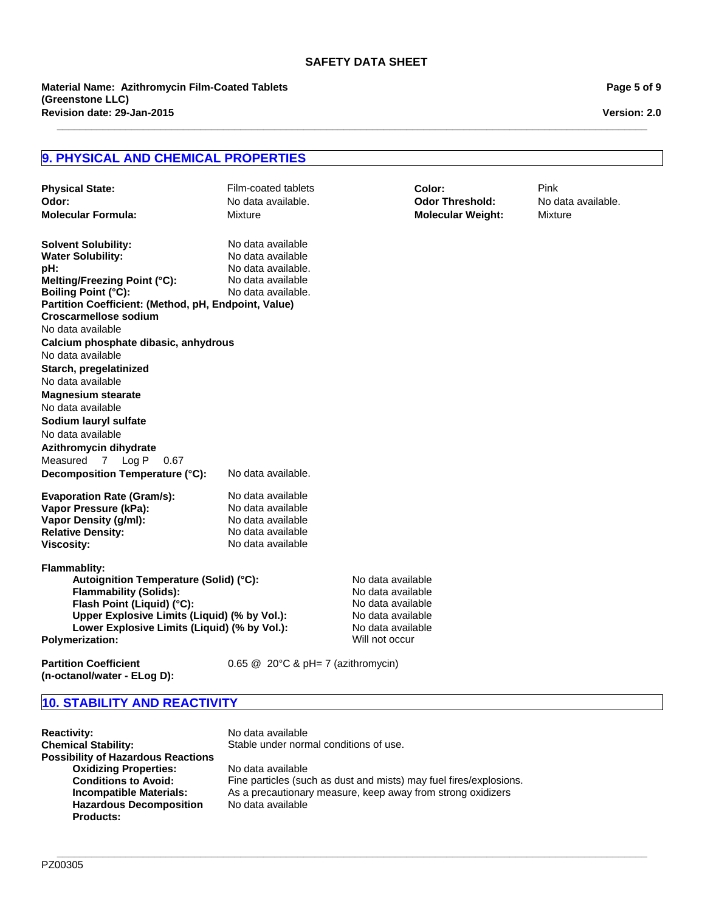## 9. PHYSICAL AND CHEMICAL PROPERTIES

**Physical State:** Film-coated tablets
**Color:** Pink
**Odor:** No data available.
**Odor Threshold:** No data available.
**Molecular Formula:** Mixture
**Molecular Weight:** Mixture

**Solvent Solubility:** No data available
**Water Solubility:** No data available
**pH:** No data available.
**Melting/Freezing Point (°C):** No data available
**Boiling Point (°C):** No data available.
**Partition Coefficient: (Method, pH, Endpoint, Value)**
**Croscarmellose sodium**
No data available
**Calcium phosphate dibasic, anhydrous**
No data available
**Starch, pregelatinized**
No data available
**Magnesium stearate**
No data available
**Sodium lauryl sulfate**
No data available
**Azithromycin dihydrate**
Measured 7 Log P 0.67
**Decomposition Temperature (°C):** No data available.

**Evaporation Rate (Gram/s):** No data available
**Vapor Pressure (kPa):** No data available
**Vapor Density (g/ml):** No data available
**Relative Density:** No data available
**Viscosity:** No data available

**Flammablity:**
- **Autoignition Temperature (Solid) (°C):** No data available
- **Flammability (Solids):** No data available
- **Flash Point (Liquid) (°C):** No data available
- **Upper Explosive Limits (Liquid) (% by Vol.):** No data available
- **Lower Explosive Limits (Liquid) (% by Vol.):** No data available

**Polymerization:** Will not occur

**Partition Coefficient (n-octanol/water - ELog D):** 0.65 @ 20°C & pH= 7 (azithromycin)

## 10. STABILITY AND REACTIVITY

**Reactivity:** No data available
**Chemical Stability:** Stable under normal conditions of use.
**Possibility of Hazardous Reactions**
- **Oxidizing Properties:** No data available
- **Conditions to Avoid:** Fine particles (such as dust and mists) may fuel fires/explosions.
- **Incompatible Materials:** As a precautionary measure, keep away from strong oxidizers
- **Hazardous Decomposition Products:** No data available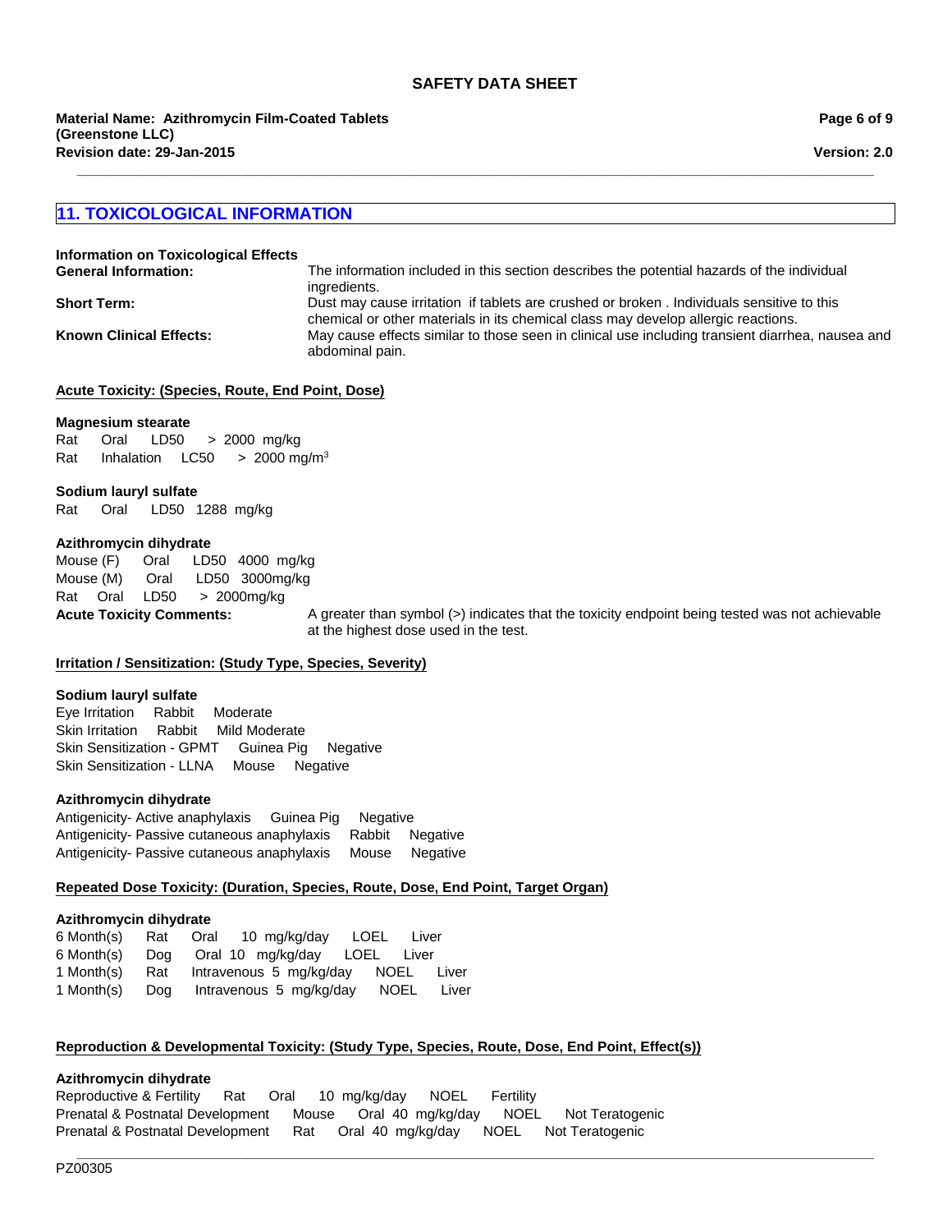## 11. TOXICOLOGICAL INFORMATION

**Information on Toxicological Effects**

**General Information:** The information included in this section describes the potential hazards of the individual ingredients.

**Short Term:** Dust may cause irritation if tablets are crushed or broken . Individuals sensitive to this chemical or other materials in its chemical class may develop allergic reactions.

**Known Clinical Effects:** May cause effects similar to those seen in clinical use including transient diarrhea, nausea and abdominal pain.

**Acute Toxicity: (Species, Route, End Point, Dose)**

**Magnesium stearate**

Rat Oral LD50 > 2000 mg/kg
Rat Inhalation LC50 > 2000 mg/m$^3$

**Sodium lauryl sulfate**

Rat Oral LD50 1288 mg/kg

**Azithromycin dihydrate**

Mouse (F) Oral LD50 4000 mg/kg
Mouse (M) Oral LD50 3000mg/kg
Rat Oral LD50 > 2000mg/kg

**Acute Toxicity Comments:** A greater than symbol (>) indicates that the toxicity endpoint being tested was not achievable at the highest dose used in the test.

**Irritation / Sensitization: (Study Type, Species, Severity)**

**Sodium lauryl sulfate**

Eye Irritation Rabbit Moderate
Skin Irritation Rabbit Mild Moderate
Skin Sensitization - GPMT Guinea Pig Negative
Skin Sensitization - LLNA Mouse Negative

**Azithromycin dihydrate**

Antigenicity- Active anaphylaxis Guinea Pig Negative
Antigenicity- Passive cutaneous anaphylaxis Rabbit Negative
Antigenicity- Passive cutaneous anaphylaxis Mouse Negative

**Repeated Dose Toxicity: (Duration, Species, Route, Dose, End Point, Target Organ)**

**Azithromycin dihydrate**

6 Month(s) Rat Oral 10 mg/kg/day LOEL Liver
6 Month(s) Dog Oral 10 mg/kg/day LOEL Liver
1 Month(s) Rat Intravenous 5 mg/kg/day NOEL Liver
1 Month(s) Dog Intravenous 5 mg/kg/day NOEL Liver

**Reproduction & Developmental Toxicity: (Study Type, Species, Route, Dose, End Point, Effect(s))**

**Azithromycin dihydrate**

Reproductive & Fertility Rat Oral 10 mg/kg/day NOEL Fertility
Prenatal & Postnatal Development Mouse Oral 40 mg/kg/day NOEL Not Teratogenic
Prenatal & Postnatal Development Rat Oral 40 mg/kg/day NOEL Not Teratogenic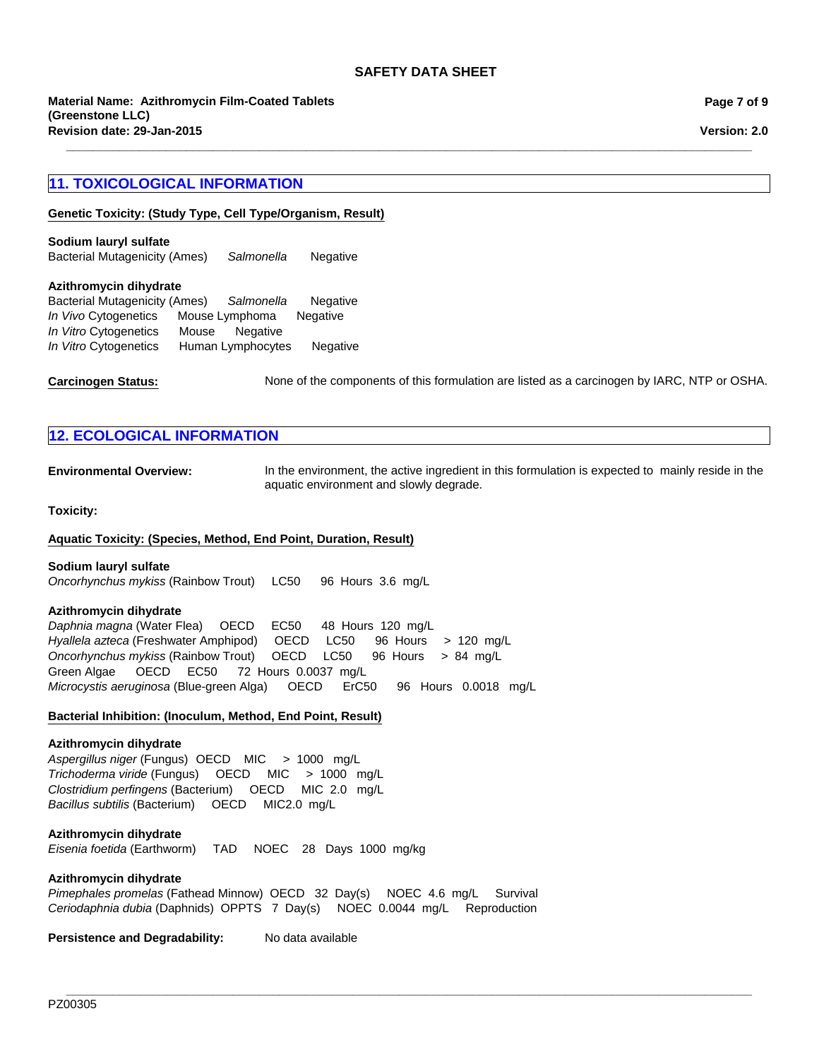## 11. TOXICOLOGICAL INFORMATION

**Genetic Toxicity: (Study Type, Cell Type/Organism, Result)**

**Sodium lauryl sulfate**
Bacterial Mutagenicity (Ames) *Salmonella* Negative

**Azithromycin dihydrate**
Bacterial Mutagenicity (Ames) *Salmonella* Negative
*In Vivo* Cytogenetics Mouse Lymphoma Negative
*In Vitro* Cytogenetics Mouse Negative
*In Vitro* Cytogenetics Human Lymphocytes Negative

**Carcinogen Status:** None of the components of this formulation are listed as a carcinogen by IARC, NTP or OSHA.

## 12. ECOLOGICAL INFORMATION

**Environmental Overview:** In the environment, the active ingredient in this formulation is expected to mainly reside in the aquatic environment and slowly degrade.

**Toxicity:**

**Aquatic Toxicity: (Species, Method, End Point, Duration, Result)**

**Sodium lauryl sulfate**
*Oncorhynchus mykiss* (Rainbow Trout) LC50 96 Hours 3.6 mg/L

**Azithromycin dihydrate**
*Daphnia magna* (Water Flea) OECD EC50 48 Hours 120 mg/L
*Hyallela azteca* (Freshwater Amphipod) OECD LC50 96 Hours > 120 mg/L
*Oncorhynchus mykiss* (Rainbow Trout) OECD LC50 96 Hours > 84 mg/L
Green Algae OECD EC50 72 Hours 0.0037 mg/L
*Microcystis aeruginosa* (Blue-green Alga) OECD ErC50 96 Hours 0.0018 mg/L

**Bacterial Inhibition: (Inoculum, Method, End Point, Result)**

**Azithromycin dihydrate**
*Aspergillus niger* (Fungus) OECD MIC > 1000 mg/L
*Trichoderma viride* (Fungus) OECD MIC > 1000 mg/L
*Clostridium perfingens* (Bacterium) OECD MIC 2.0 mg/L
*Bacillus subtilis* (Bacterium) OECD MIC2.0 mg/L

**Azithromycin dihydrate**
*Eisenia foetida* (Earthworm) TAD NOEC 28 Days 1000 mg/kg

**Azithromycin dihydrate**
*Pimephales promelas* (Fathead Minnow) OECD 32 Day(s) NOEC 4.6 mg/L Survival
*Ceriodaphnia dubia* (Daphnids) OPPTS 7 Day(s) NOEC 0.0044 mg/L Reproduction

**Persistence and Degradability:** No data available

PZ00305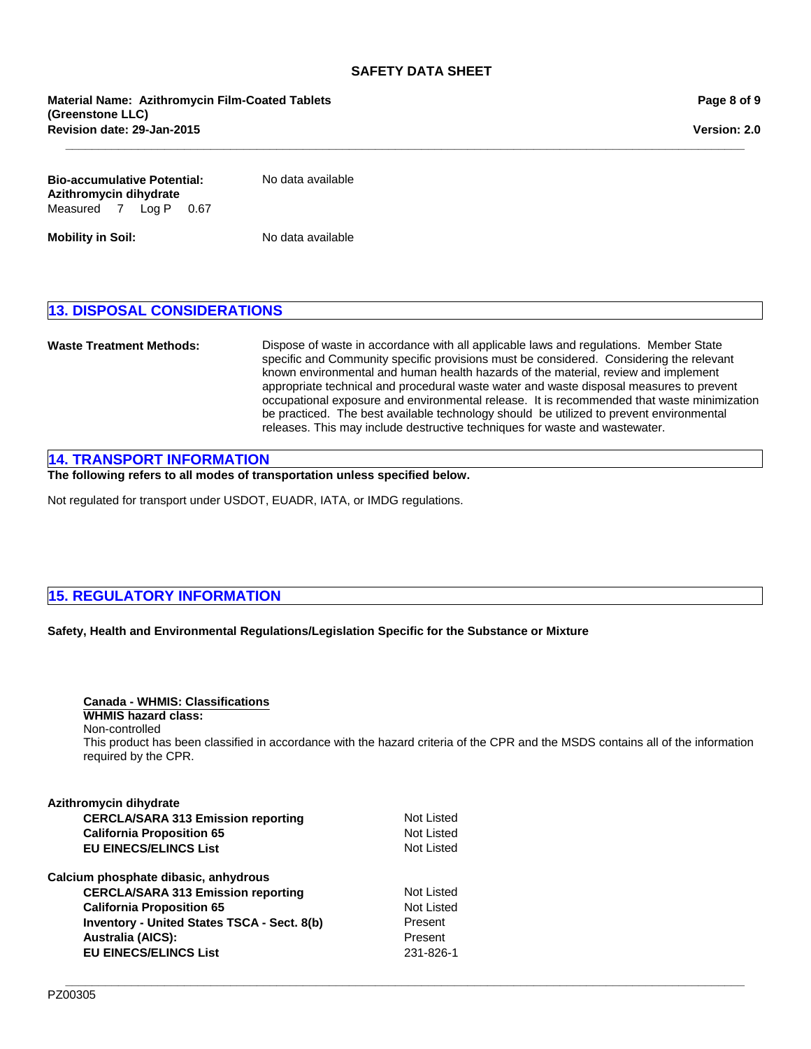**Bio-accumulative Potential:** No data available

**Azithromycin dihydrate**
Measured 7 Log P 0.67

**Mobility in Soil:** No data available

## 13. DISPOSAL CONSIDERATIONS

**Waste Treatment Methods:** Dispose of waste in accordance with all applicable laws and regulations. Member State specific and Community specific provisions must be considered. Considering the relevant known environmental and human health hazards of the material, review and implement appropriate technical and procedural waste water and waste disposal measures to prevent occupational exposure and environmental release. It is recommended that waste minimization be practiced. The best available technology should be utilized to prevent environmental releases. This may include destructive techniques for waste and wastewater.

## 14. TRANSPORT INFORMATION

**The following refers to all modes of transportation unless specified below.**

Not regulated for transport under USDOT, EUADR, IATA, or IMDG regulations.

## 15. REGULATORY INFORMATION

**Safety, Health and Environmental Regulations/Legislation Specific for the Substance or Mixture**

**Canada - WHMIS: Classifications**
**WHMIS hazard class:**
Non-controlled
This product has been classified in accordance with the hazard criteria of the CPR and the MSDS contains all of the information required by the CPR.

**Azithromycin dihydrate**

| | |
|---|---|
| **CERCLA/SARA 313 Emission reporting** | Not Listed |
| **California Proposition 65** | Not Listed |
| **EU EINECS/ELINCS List** | Not Listed |

**Calcium phosphate dibasic, anhydrous**

| | |
|---|---|
| **CERCLA/SARA 313 Emission reporting** | Not Listed |
| **California Proposition 65** | Not Listed |
| **Inventory - United States TSCA - Sect. 8(b)** | Present |
| **Australia (AICS):** | Present |
| **EU EINECS/ELINCS List** | 231-826-1 |

PZ00305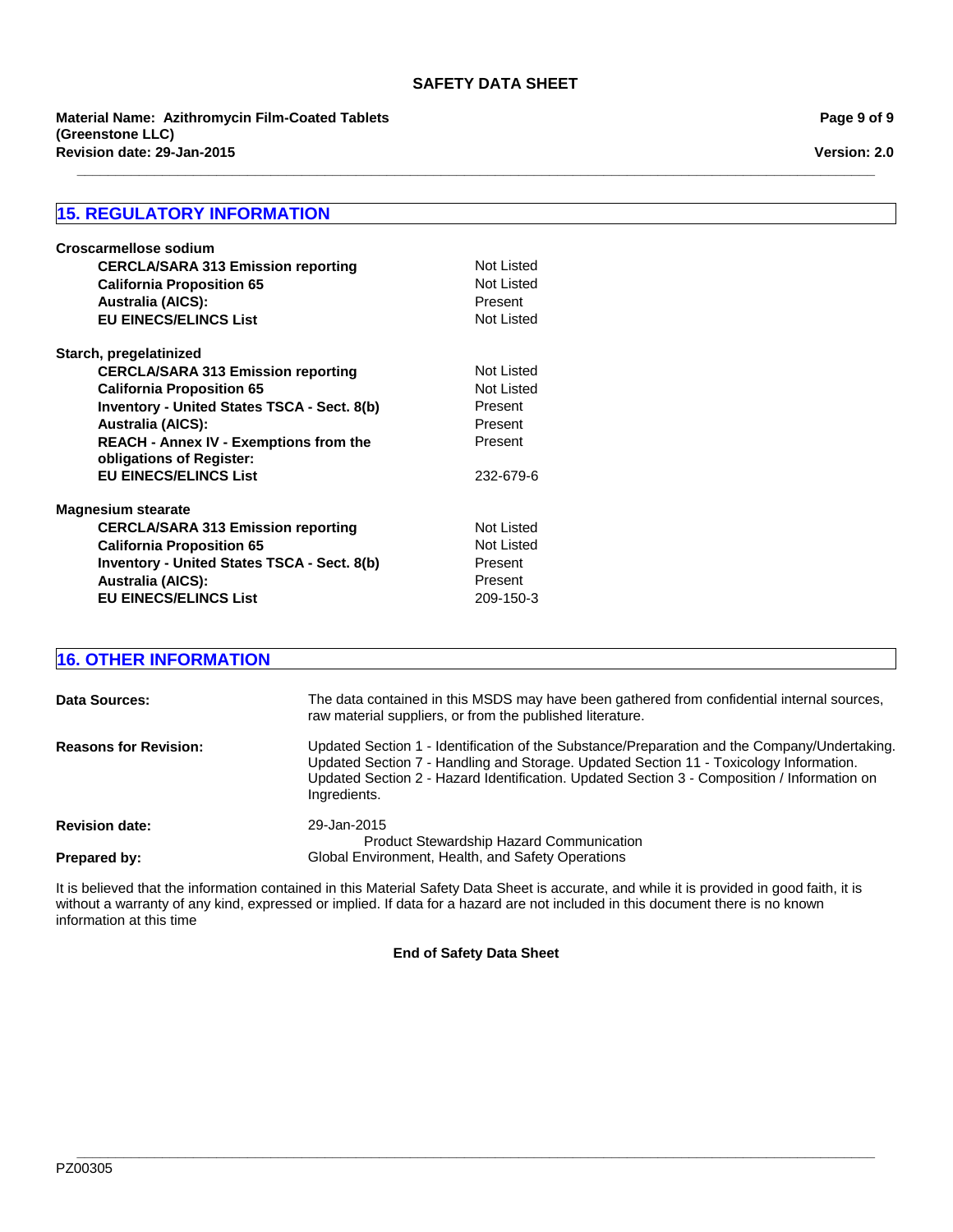## 15. REGULATORY INFORMATION

**Croscarmellose sodium**

| | |
|---|---|
| **CERCLA/SARA 313 Emission reporting** | Not Listed |
| **California Proposition 65** | Not Listed |
| **Australia (AICS):** | Present |
| **EU EINECS/ELINCS List** | Not Listed |

**Starch, pregelatinized**

| | |
|---|---|
| **CERCLA/SARA 313 Emission reporting** | Not Listed |
| **California Proposition 65** | Not Listed |
| **Inventory - United States TSCA - Sect. 8(b)** | Present |
| **Australia (AICS):** | Present |
| **REACH - Annex IV - Exemptions from the obligations of Register:** | Present |
| **EU EINECS/ELINCS List** | 232-679-6 |

**Magnesium stearate**

| | |
|---|---|
| **CERCLA/SARA 313 Emission reporting** | Not Listed |
| **California Proposition 65** | Not Listed |
| **Inventory - United States TSCA - Sect. 8(b)** | Present |
| **Australia (AICS):** | Present |
| **EU EINECS/ELINCS List** | 209-150-3 |

## 16. OTHER INFORMATION

**Data Sources:** The data contained in this MSDS may have been gathered from confidential internal sources, raw material suppliers, or from the published literature.

**Reasons for Revision:** Updated Section 1 - Identification of the Substance/Preparation and the Company/Undertaking. Updated Section 7 - Handling and Storage. Updated Section 11 - Toxicology Information. Updated Section 2 - Hazard Identification. Updated Section 3 - Composition / Information on Ingredients.

**Revision date:** 29-Jan-2015

**Prepared by:** Product Stewardship Hazard Communication
Global Environment, Health, and Safety Operations

It is believed that the information contained in this Material Safety Data Sheet is accurate, and while it is provided in good faith, it is without a warranty of any kind, expressed or implied. If data for a hazard are not included in this document there is no known information at this time

**End of Safety Data Sheet**